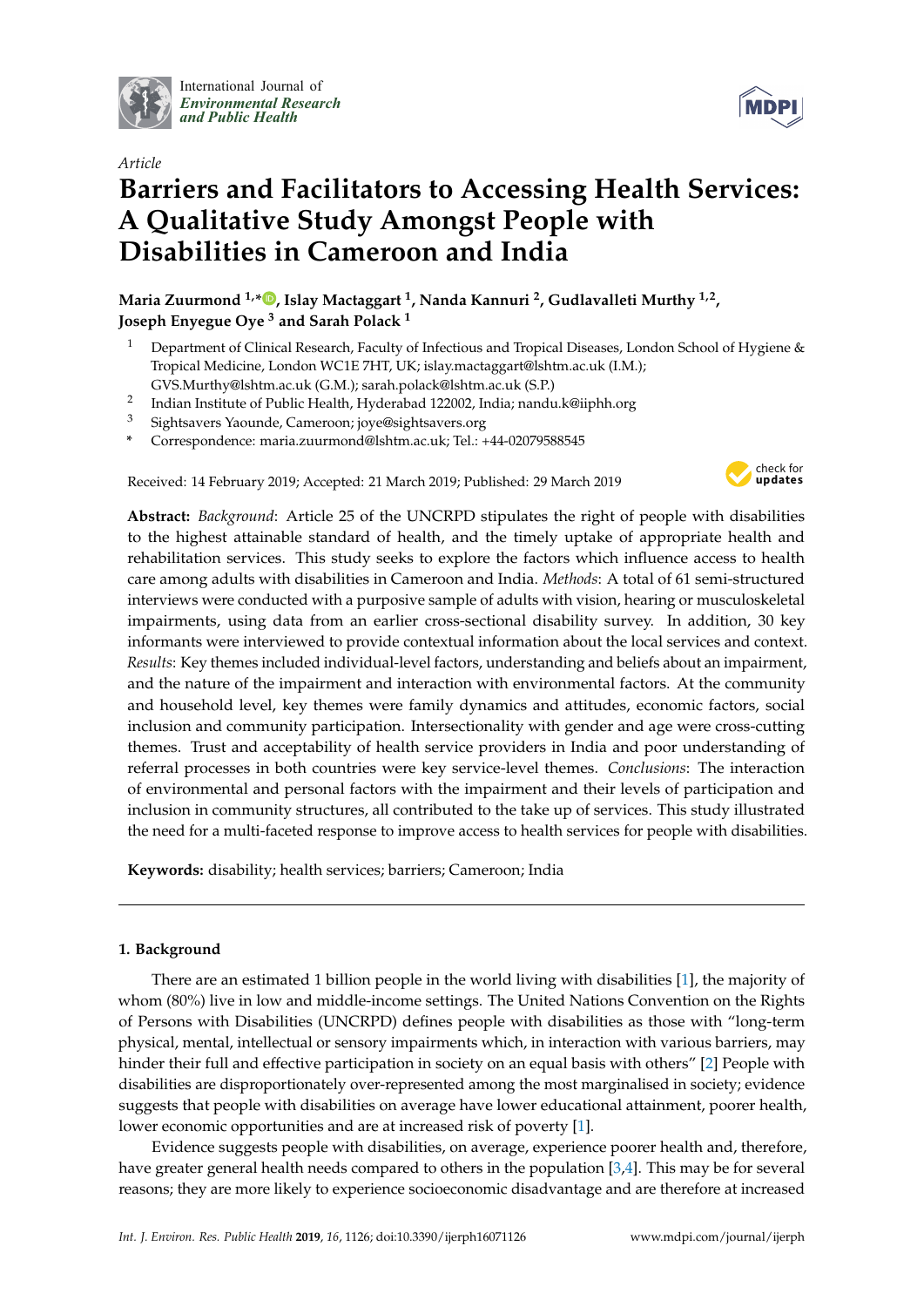International Journal of *Environmental Research and Public Health*

*Article*

# Barriers and Facilitators to Accessing Health Services: A Qualitative Study Amongst People with Disabilities in Cameroon and India

**Maria Zuurmond [1,*], Islay Mactaggart [1], Nanda Kannuri [2], Gudlavalleti Murthy [1,2], Joseph Enyegue Oye [3] and Sarah Polack [1]**

1. Department of Clinical Research, Faculty of Infectious and Tropical Diseases, London School of Hygiene & Tropical Medicine, London WC1E 7HT, UK; islay.mactaggart@lshtm.ac.uk (I.M.); GVS.Murthy@lshtm.ac.uk (G.M.); sarah.polack@lshtm.ac.uk (S.P.)
2. Indian Institute of Public Health, Hyderabad 122002, India; nandu.k@iiphh.org
3. Sightsavers Yaounde, Cameroon; joye@sightsavers.org

\* Correspondence: maria.zuurmond@lshtm.ac.uk; Tel.: +44-02079588545

Received: 14 February 2019; Accepted: 21 March 2019; Published: 29 March 2019

**Abstract:** *Background*: Article 25 of the UNCRPD stipulates the right of people with disabilities to the highest attainable standard of health, and the timely uptake of appropriate health and rehabilitation services. This study seeks to explore the factors which influence access to health care among adults with disabilities in Cameroon and India. *Methods*: A total of 61 semi-structured interviews were conducted with a purposive sample of adults with vision, hearing or musculoskeletal impairments, using data from an earlier cross-sectional disability survey. In addition, 30 key informants were interviewed to provide contextual information about the local services and context. *Results*: Key themes included individual-level factors, understanding and beliefs about an impairment, and the nature of the impairment and interaction with environmental factors. At the community and household level, key themes were family dynamics and attitudes, economic factors, social inclusion and community participation. Intersectionality with gender and age were cross-cutting themes. Trust and acceptability of health service providers in India and poor understanding of referral processes in both countries were key service-level themes. *Conclusions*: The interaction of environmental and personal factors with the impairment and their levels of participation and inclusion in community structures, all contributed to the take up of services. This study illustrated the need for a multi-faceted response to improve access to health services for people with disabilities.

**Keywords:** disability; health services; barriers; Cameroon; India

## 1. Background

There are an estimated 1 billion people in the world living with disabilities [1], the majority of whom (80%) live in low and middle-income settings. The United Nations Convention on the Rights of Persons with Disabilities (UNCRPD) defines people with disabilities as those with "long-term physical, mental, intellectual or sensory impairments which, in interaction with various barriers, may hinder their full and effective participation in society on an equal basis with others" [2] People with disabilities are disproportionately over-represented among the most marginalised in society; evidence suggests that people with disabilities on average have lower educational attainment, poorer health, lower economic opportunities and are at increased risk of poverty [1].

Evidence suggests people with disabilities, on average, experience poorer health and, therefore, have greater general health needs compared to others in the population [3,4]. This may be for several reasons; they are more likely to experience socioeconomic disadvantage and are therefore at increased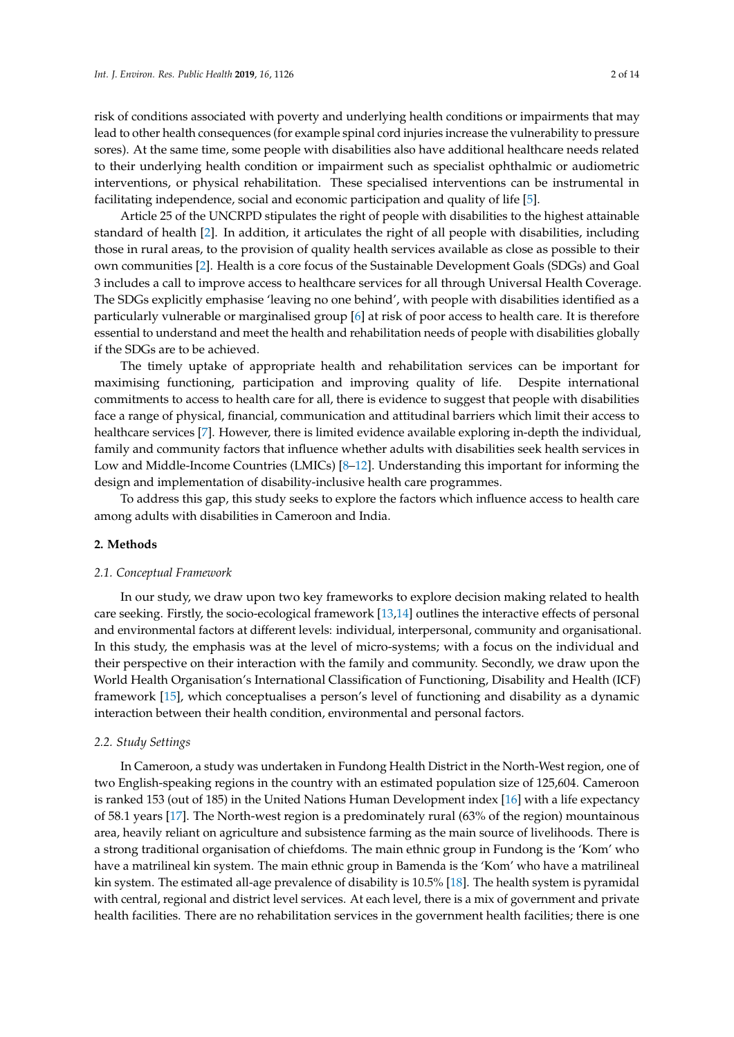risk of conditions associated with poverty and underlying health conditions or impairments that may lead to other health consequences (for example spinal cord injuries increase the vulnerability to pressure sores). At the same time, some people with disabilities also have additional healthcare needs related to their underlying health condition or impairment such as specialist ophthalmic or audiometric interventions, or physical rehabilitation. These specialised interventions can be instrumental in facilitating independence, social and economic participation and quality of life [5].

Article 25 of the UNCRPD stipulates the right of people with disabilities to the highest attainable standard of health [2]. In addition, it articulates the right of all people with disabilities, including those in rural areas, to the provision of quality health services available as close as possible to their own communities [2]. Health is a core focus of the Sustainable Development Goals (SDGs) and Goal 3 includes a call to improve access to healthcare services for all through Universal Health Coverage. The SDGs explicitly emphasise 'leaving no one behind', with people with disabilities identified as a particularly vulnerable or marginalised group [6] at risk of poor access to health care. It is therefore essential to understand and meet the health and rehabilitation needs of people with disabilities globally if the SDGs are to be achieved.

The timely uptake of appropriate health and rehabilitation services can be important for maximising functioning, participation and improving quality of life. Despite international commitments to access to health care for all, there is evidence to suggest that people with disabilities face a range of physical, financial, communication and attitudinal barriers which limit their access to healthcare services [7]. However, there is limited evidence available exploring in-depth the individual, family and community factors that influence whether adults with disabilities seek health services in Low and Middle-Income Countries (LMICs) [8–12]. Understanding this important for informing the design and implementation of disability-inclusive health care programmes.

To address this gap, this study seeks to explore the factors which influence access to health care among adults with disabilities in Cameroon and India.

## 2. Methods

### 2.1. Conceptual Framework

In our study, we draw upon two key frameworks to explore decision making related to health care seeking. Firstly, the socio-ecological framework [13,14] outlines the interactive effects of personal and environmental factors at different levels: individual, interpersonal, community and organisational. In this study, the emphasis was at the level of micro-systems; with a focus on the individual and their perspective on their interaction with the family and community. Secondly, we draw upon the World Health Organisation's International Classification of Functioning, Disability and Health (ICF) framework [15], which conceptualises a person's level of functioning and disability as a dynamic interaction between their health condition, environmental and personal factors.

### 2.2. Study Settings

In Cameroon, a study was undertaken in Fundong Health District in the North-West region, one of two English-speaking regions in the country with an estimated population size of 125,604. Cameroon is ranked 153 (out of 185) in the United Nations Human Development index [16] with a life expectancy of 58.1 years [17]. The North-west region is a predominately rural (63% of the region) mountainous area, heavily reliant on agriculture and subsistence farming as the main source of livelihoods. There is a strong traditional organisation of chiefdoms. The main ethnic group in Fundong is the 'Kom' who have a matrilineal kin system. The main ethnic group in Bamenda is the 'Kom' who have a matrilineal kin system. The estimated all-age prevalence of disability is 10.5% [18]. The health system is pyramidal with central, regional and district level services. At each level, there is a mix of government and private health facilities. There are no rehabilitation services in the government health facilities; there is one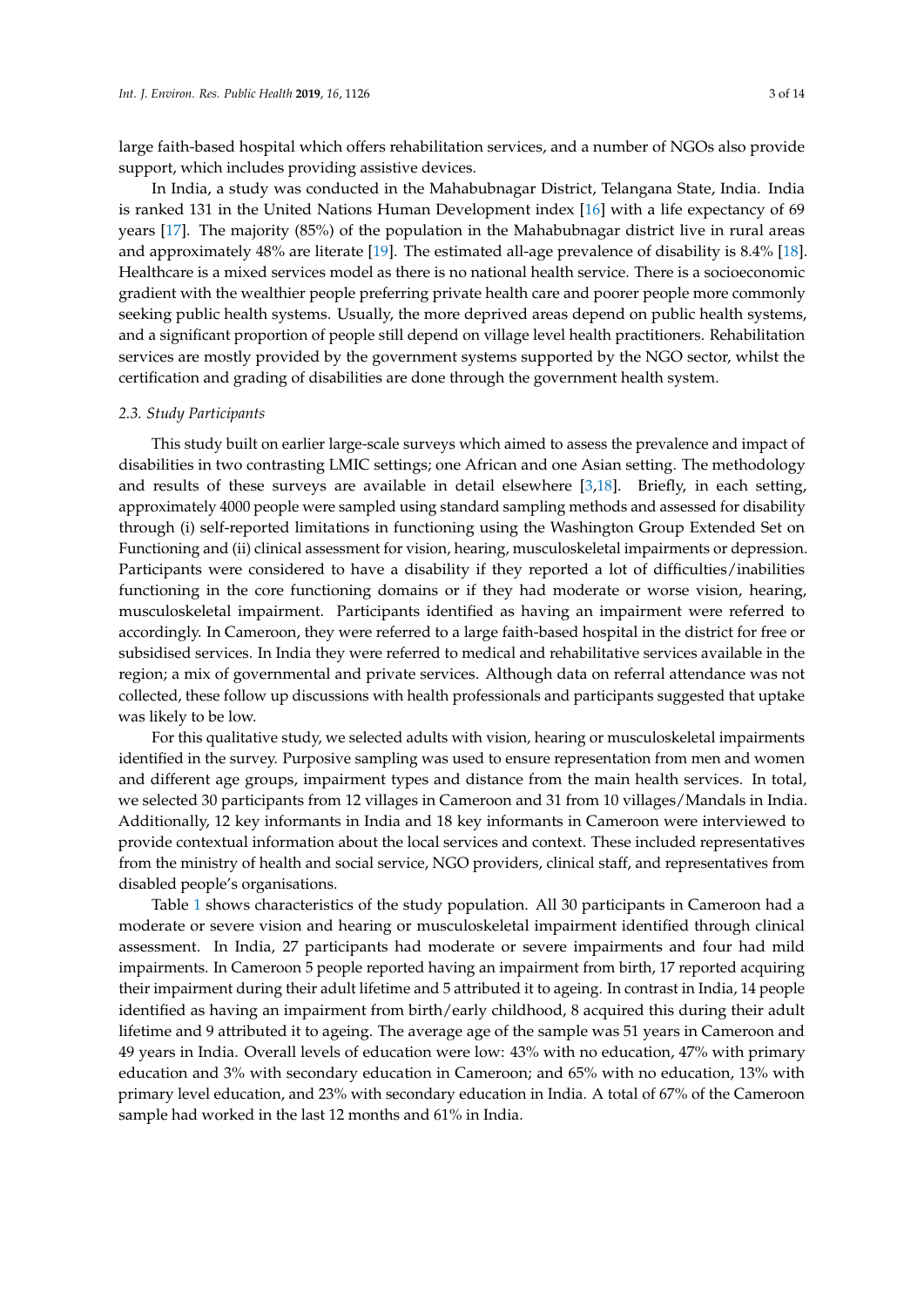large faith-based hospital which offers rehabilitation services, and a number of NGOs also provide support, which includes providing assistive devices.

In India, a study was conducted in the Mahabubnagar District, Telangana State, India. India is ranked 131 in the United Nations Human Development index [16] with a life expectancy of 69 years [17]. The majority (85%) of the population in the Mahabubnagar district live in rural areas and approximately 48% are literate [19]. The estimated all-age prevalence of disability is 8.4% [18]. Healthcare is a mixed services model as there is no national health service. There is a socioeconomic gradient with the wealthier people preferring private health care and poorer people more commonly seeking public health systems. Usually, the more deprived areas depend on public health systems, and a significant proportion of people still depend on village level health practitioners. Rehabilitation services are mostly provided by the government systems supported by the NGO sector, whilst the certification and grading of disabilities are done through the government health system.

### 2.3. Study Participants

This study built on earlier large-scale surveys which aimed to assess the prevalence and impact of disabilities in two contrasting LMIC settings; one African and one Asian setting. The methodology and results of these surveys are available in detail elsewhere [3,18]. Briefly, in each setting, approximately 4000 people were sampled using standard sampling methods and assessed for disability through (i) self-reported limitations in functioning using the Washington Group Extended Set on Functioning and (ii) clinical assessment for vision, hearing, musculoskeletal impairments or depression. Participants were considered to have a disability if they reported a lot of difficulties/inabilities functioning in the core functioning domains or if they had moderate or worse vision, hearing, musculoskeletal impairment. Participants identified as having an impairment were referred to accordingly. In Cameroon, they were referred to a large faith-based hospital in the district for free or subsidised services. In India they were referred to medical and rehabilitative services available in the region; a mix of governmental and private services. Although data on referral attendance was not collected, these follow up discussions with health professionals and participants suggested that uptake was likely to be low.

For this qualitative study, we selected adults with vision, hearing or musculoskeletal impairments identified in the survey. Purposive sampling was used to ensure representation from men and women and different age groups, impairment types and distance from the main health services. In total, we selected 30 participants from 12 villages in Cameroon and 31 from 10 villages/Mandals in India. Additionally, 12 key informants in India and 18 key informants in Cameroon were interviewed to provide contextual information about the local services and context. These included representatives from the ministry of health and social service, NGO providers, clinical staff, and representatives from disabled people's organisations.

Table 1 shows characteristics of the study population. All 30 participants in Cameroon had a moderate or severe vision and hearing or musculoskeletal impairment identified through clinical assessment. In India, 27 participants had moderate or severe impairments and four had mild impairments. In Cameroon 5 people reported having an impairment from birth, 17 reported acquiring their impairment during their adult lifetime and 5 attributed it to ageing. In contrast in India, 14 people identified as having an impairment from birth/early childhood, 8 acquired this during their adult lifetime and 9 attributed it to ageing. The average age of the sample was 51 years in Cameroon and 49 years in India. Overall levels of education were low: 43% with no education, 47% with primary education and 3% with secondary education in Cameroon; and 65% with no education, 13% with primary level education, and 23% with secondary education in India. A total of 67% of the Cameroon sample had worked in the last 12 months and 61% in India.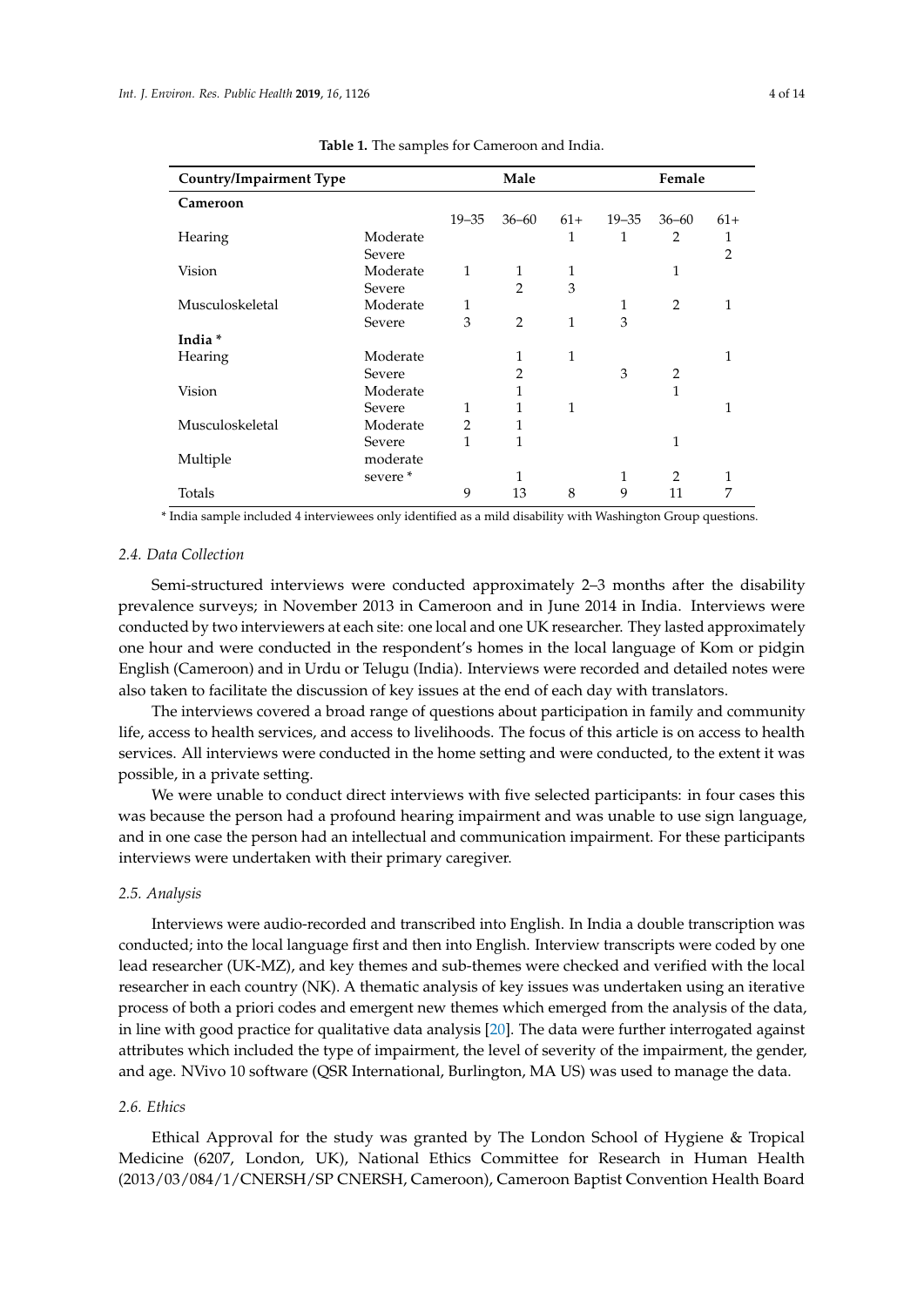**Table 1.** The samples for Cameroon and India.

| Country/Impairment Type | | Male | | | Female | | |
|---|---|---|---|---|---|---|---|
| **Cameroon** | | | | | | | |
| | | 19–35 | 36–60 | 61+ | 19–35 | 36–60 | 61+ |
| Hearing | Moderate | | | 1 | 1 | 2 | 1 |
| | Severe | | | | | | 2 |
| Vision | Moderate | 1 | 1 | 1 | | 1 | |
| | Severe | | 2 | 3 | | | |
| Musculoskeletal | Moderate | 1 | | | 1 | 2 | 1 |
| | Severe | 3 | 2 | 1 | 3 | | |
| **India** * | | | | | | | |
| Hearing | Moderate | | 1 | 1 | | | 1 |
| | Severe | | 2 | | 3 | 2 | |
| Vision | Moderate | | 1 | | | 1 | |
| | Severe | 1 | 1 | 1 | | | 1 |
| Musculoskeletal | Moderate | 2 | 1 | | | | |
| | Severe | 1 | 1 | | | 1 | |
| Multiple | moderate | | | | | | |
| | severe * | | 1 | | 1 | 2 | 1 |
| Totals | | 9 | 13 | 8 | 9 | 11 | 7 |

* India sample included 4 interviewees only identified as a mild disability with Washington Group questions.

### 2.4. Data Collection

Semi-structured interviews were conducted approximately 2–3 months after the disability prevalence surveys; in November 2013 in Cameroon and in June 2014 in India. Interviews were conducted by two interviewers at each site: one local and one UK researcher. They lasted approximately one hour and were conducted in the respondent's homes in the local language of Kom or pidgin English (Cameroon) and in Urdu or Telugu (India). Interviews were recorded and detailed notes were also taken to facilitate the discussion of key issues at the end of each day with translators.

The interviews covered a broad range of questions about participation in family and community life, access to health services, and access to livelihoods. The focus of this article is on access to health services. All interviews were conducted in the home setting and were conducted, to the extent it was possible, in a private setting.

We were unable to conduct direct interviews with five selected participants: in four cases this was because the person had a profound hearing impairment and was unable to use sign language, and in one case the person had an intellectual and communication impairment. For these participants interviews were undertaken with their primary caregiver.

### 2.5. Analysis

Interviews were audio-recorded and transcribed into English. In India a double transcription was conducted; into the local language first and then into English. Interview transcripts were coded by one lead researcher (UK-MZ), and key themes and sub-themes were checked and verified with the local researcher in each country (NK). A thematic analysis of key issues was undertaken using an iterative process of both a priori codes and emergent new themes which emerged from the analysis of the data, in line with good practice for qualitative data analysis [20]. The data were further interrogated against attributes which included the type of impairment, the level of severity of the impairment, the gender, and age. NVivo 10 software (QSR International, Burlington, MA US) was used to manage the data.

### 2.6. Ethics

Ethical Approval for the study was granted by The London School of Hygiene & Tropical Medicine (6207, London, UK), National Ethics Committee for Research in Human Health (2013/03/084/1/CNERSH/SP CNERSH, Cameroon), Cameroon Baptist Convention Health Board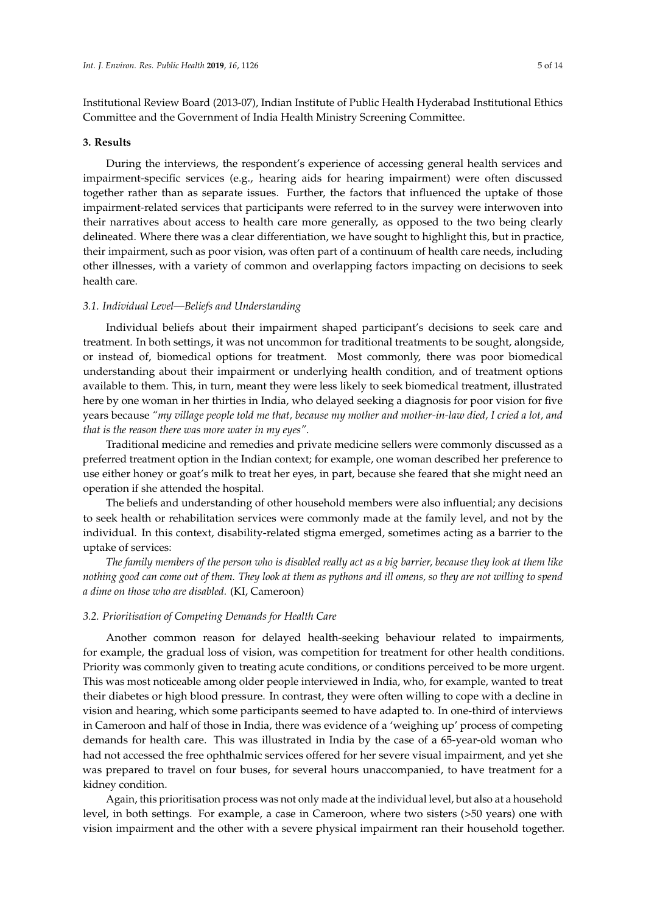Institutional Review Board (2013-07), Indian Institute of Public Health Hyderabad Institutional Ethics Committee and the Government of India Health Ministry Screening Committee.

## 3. Results

During the interviews, the respondent's experience of accessing general health services and impairment-specific services (e.g., hearing aids for hearing impairment) were often discussed together rather than as separate issues. Further, the factors that influenced the uptake of those impairment-related services that participants were referred to in the survey were interwoven into their narratives about access to health care more generally, as opposed to the two being clearly delineated. Where there was a clear differentiation, we have sought to highlight this, but in practice, their impairment, such as poor vision, was often part of a continuum of health care needs, including other illnesses, with a variety of common and overlapping factors impacting on decisions to seek health care.

### *3.1. Individual Level—Beliefs and Understanding*

Individual beliefs about their impairment shaped participant's decisions to seek care and treatment. In both settings, it was not uncommon for traditional treatments to be sought, alongside, or instead of, biomedical options for treatment. Most commonly, there was poor biomedical understanding about their impairment or underlying health condition, and of treatment options available to them. This, in turn, meant they were less likely to seek biomedical treatment, illustrated here by one woman in her thirties in India, who delayed seeking a diagnosis for poor vision for five years because *"my village people told me that, because my mother and mother-in-law died, I cried a lot, and that is the reason there was more water in my eyes"*.

Traditional medicine and remedies and private medicine sellers were commonly discussed as a preferred treatment option in the Indian context; for example, one woman described her preference to use either honey or goat's milk to treat her eyes, in part, because she feared that she might need an operation if she attended the hospital.

The beliefs and understanding of other household members were also influential; any decisions to seek health or rehabilitation services were commonly made at the family level, and not by the individual. In this context, disability-related stigma emerged, sometimes acting as a barrier to the uptake of services:

*The family members of the person who is disabled really act as a big barrier, because they look at them like nothing good can come out of them. They look at them as pythons and ill omens, so they are not willing to spend a dime on those who are disabled.* (KI, Cameroon)

### *3.2. Prioritisation of Competing Demands for Health Care*

Another common reason for delayed health-seeking behaviour related to impairments, for example, the gradual loss of vision, was competition for treatment for other health conditions. Priority was commonly given to treating acute conditions, or conditions perceived to be more urgent. This was most noticeable among older people interviewed in India, who, for example, wanted to treat their diabetes or high blood pressure. In contrast, they were often willing to cope with a decline in vision and hearing, which some participants seemed to have adapted to. In one-third of interviews in Cameroon and half of those in India, there was evidence of a 'weighing up' process of competing demands for health care. This was illustrated in India by the case of a 65-year-old woman who had not accessed the free ophthalmic services offered for her severe visual impairment, and yet she was prepared to travel on four buses, for several hours unaccompanied, to have treatment for a kidney condition.

Again, this prioritisation process was not only made at the individual level, but also at a household level, in both settings. For example, a case in Cameroon, where two sisters (>50 years) one with vision impairment and the other with a severe physical impairment ran their household together.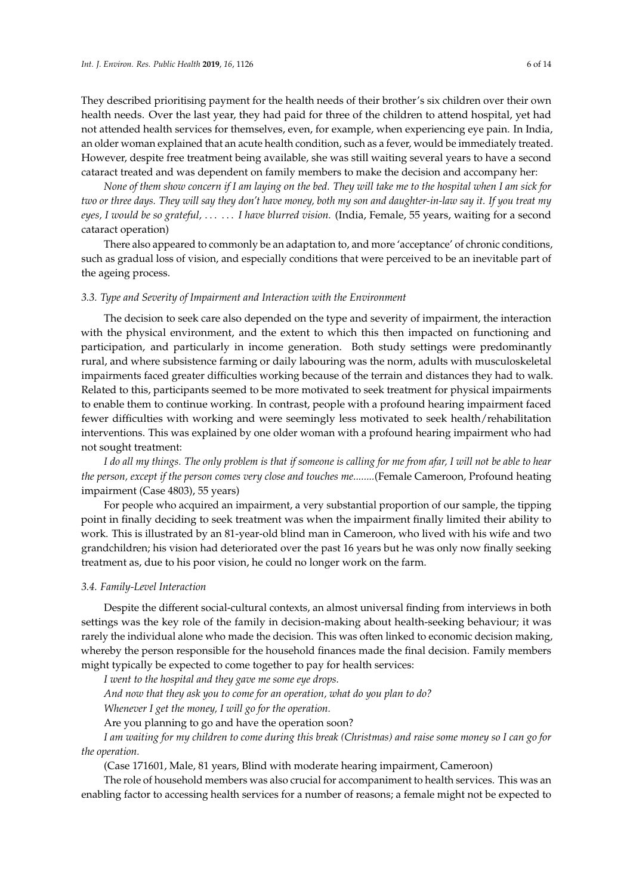They described prioritising payment for the health needs of their brother's six children over their own health needs. Over the last year, they had paid for three of the children to attend hospital, yet had not attended health services for themselves, even, for example, when experiencing eye pain. In India, an older woman explained that an acute health condition, such as a fever, would be immediately treated. However, despite free treatment being available, she was still waiting several years to have a second cataract treated and was dependent on family members to make the decision and accompany her:

*None of them show concern if I am laying on the bed. They will take me to the hospital when I am sick for two or three days. They will say they don't have money, both my son and daughter-in-law say it. If you treat my eyes, I would be so grateful, . . . . . . I have blurred vision.* (India, Female, 55 years, waiting for a second cataract operation)

There also appeared to commonly be an adaptation to, and more 'acceptance' of chronic conditions, such as gradual loss of vision, and especially conditions that were perceived to be an inevitable part of the ageing process.

### *3.3. Type and Severity of Impairment and Interaction with the Environment*

The decision to seek care also depended on the type and severity of impairment, the interaction with the physical environment, and the extent to which this then impacted on functioning and participation, and particularly in income generation. Both study settings were predominantly rural, and where subsistence farming or daily labouring was the norm, adults with musculoskeletal impairments faced greater difficulties working because of the terrain and distances they had to walk. Related to this, participants seemed to be more motivated to seek treatment for physical impairments to enable them to continue working. In contrast, people with a profound hearing impairment faced fewer difficulties with working and were seemingly less motivated to seek health/rehabilitation interventions. This was explained by one older woman with a profound hearing impairment who had not sought treatment:

*I do all my things. The only problem is that if someone is calling for me from afar, I will not be able to hear the person, except if the person comes very close and touches me........*(Female Cameroon, Profound heating impairment (Case 4803), 55 years)

For people who acquired an impairment, a very substantial proportion of our sample, the tipping point in finally deciding to seek treatment was when the impairment finally limited their ability to work. This is illustrated by an 81-year-old blind man in Cameroon, who lived with his wife and two grandchildren; his vision had deteriorated over the past 16 years but he was only now finally seeking treatment as, due to his poor vision, he could no longer work on the farm.

### *3.4. Family-Level Interaction*

Despite the different social-cultural contexts, an almost universal finding from interviews in both settings was the key role of the family in decision-making about health-seeking behaviour; it was rarely the individual alone who made the decision. This was often linked to economic decision making, whereby the person responsible for the household finances made the final decision. Family members might typically be expected to come together to pay for health services:

*I went to the hospital and they gave me some eye drops.*

*And now that they ask you to come for an operation, what do you plan to do?*

*Whenever I get the money, I will go for the operation.*

Are you planning to go and have the operation soon?

*I am waiting for my children to come during this break (Christmas) and raise some money so I can go for the operation.*

(Case 171601, Male, 81 years, Blind with moderate hearing impairment, Cameroon)

The role of household members was also crucial for accompaniment to health services. This was an enabling factor to accessing health services for a number of reasons; a female might not be expected to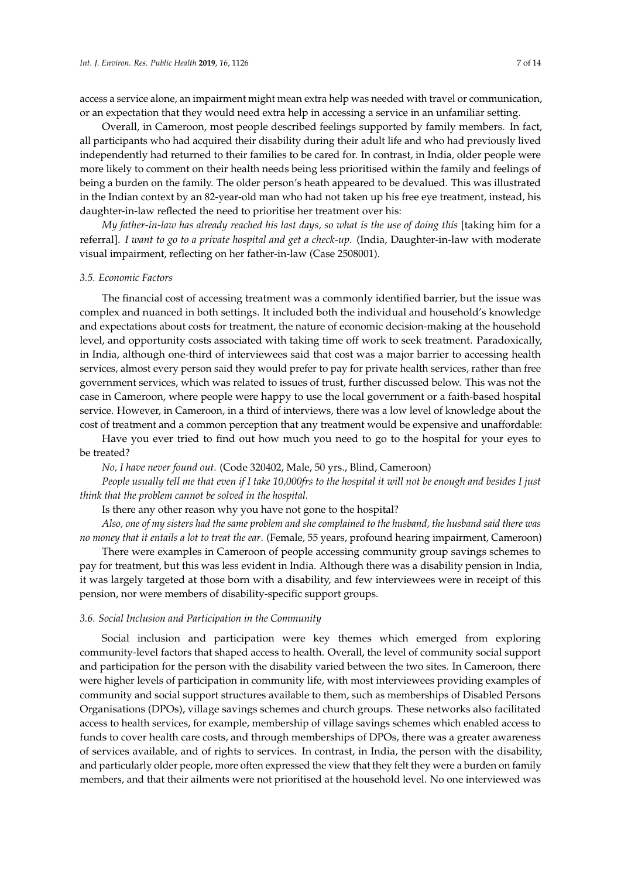access a service alone, an impairment might mean extra help was needed with travel or communication, or an expectation that they would need extra help in accessing a service in an unfamiliar setting.

Overall, in Cameroon, most people described feelings supported by family members. In fact, all participants who had acquired their disability during their adult life and who had previously lived independently had returned to their families to be cared for. In contrast, in India, older people were more likely to comment on their health needs being less prioritised within the family and feelings of being a burden on the family. The older person's heath appeared to be devalued. This was illustrated in the Indian context by an 82-year-old man who had not taken up his free eye treatment, instead, his daughter-in-law reflected the need to prioritise her treatment over his:

*My father-in-law has already reached his last days, so what is the use of doing this* [taking him for a referral]. *I want to go to a private hospital and get a check-up*. (India, Daughter-in-law with moderate visual impairment, reflecting on her father-in-law (Case 2508001).

### 3.5. Economic Factors

The financial cost of accessing treatment was a commonly identified barrier, but the issue was complex and nuanced in both settings. It included both the individual and household's knowledge and expectations about costs for treatment, the nature of economic decision-making at the household level, and opportunity costs associated with taking time off work to seek treatment. Paradoxically, in India, although one-third of interviewees said that cost was a major barrier to accessing health services, almost every person said they would prefer to pay for private health services, rather than free government services, which was related to issues of trust, further discussed below. This was not the case in Cameroon, where people were happy to use the local government or a faith-based hospital service. However, in Cameroon, in a third of interviews, there was a low level of knowledge about the cost of treatment and a common perception that any treatment would be expensive and unaffordable:

Have you ever tried to find out how much you need to go to the hospital for your eyes to be treated?

*No, I have never found out.* (Code 320402, Male, 50 yrs., Blind, Cameroon)

*People usually tell me that even if I take 10,000frs to the hospital it will not be enough and besides I just think that the problem cannot be solved in the hospital.*

Is there any other reason why you have not gone to the hospital?

*Also, one of my sisters had the same problem and she complained to the husband, the husband said there was no money that it entails a lot to treat the ear*. (Female, 55 years, profound hearing impairment, Cameroon)

There were examples in Cameroon of people accessing community group savings schemes to pay for treatment, but this was less evident in India. Although there was a disability pension in India, it was largely targeted at those born with a disability, and few interviewees were in receipt of this pension, nor were members of disability-specific support groups.

### 3.6. Social Inclusion and Participation in the Community

Social inclusion and participation were key themes which emerged from exploring community-level factors that shaped access to health. Overall, the level of community social support and participation for the person with the disability varied between the two sites. In Cameroon, there were higher levels of participation in community life, with most interviewees providing examples of community and social support structures available to them, such as memberships of Disabled Persons Organisations (DPOs), village savings schemes and church groups. These networks also facilitated access to health services, for example, membership of village savings schemes which enabled access to funds to cover health care costs, and through memberships of DPOs, there was a greater awareness of services available, and of rights to services. In contrast, in India, the person with the disability, and particularly older people, more often expressed the view that they felt they were a burden on family members, and that their ailments were not prioritised at the household level. No one interviewed was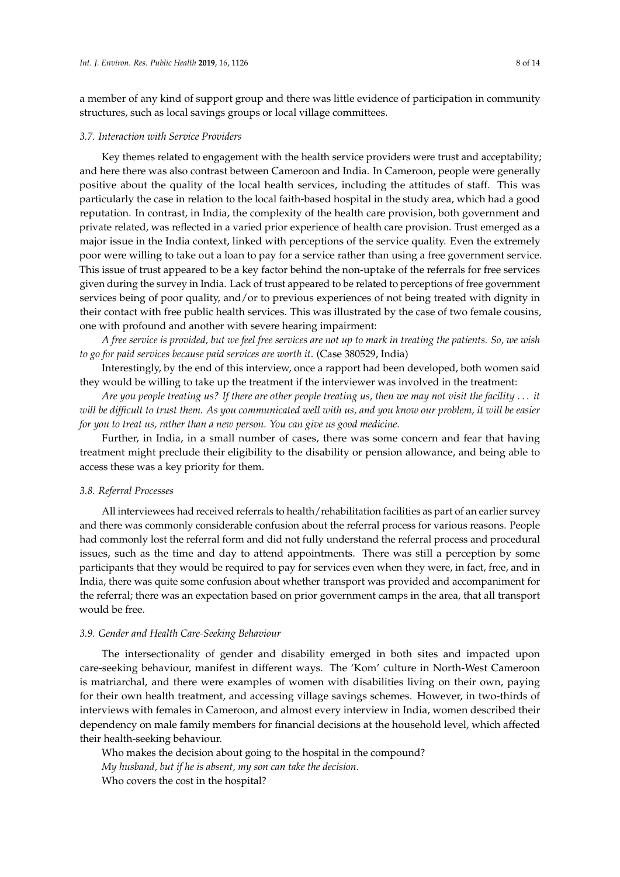a member of any kind of support group and there was little evidence of participation in community structures, such as local savings groups or local village committees.

### 3.7. Interaction with Service Providers

Key themes related to engagement with the health service providers were trust and acceptability; and here there was also contrast between Cameroon and India. In Cameroon, people were generally positive about the quality of the local health services, including the attitudes of staff. This was particularly the case in relation to the local faith-based hospital in the study area, which had a good reputation. In contrast, in India, the complexity of the health care provision, both government and private related, was reflected in a varied prior experience of health care provision. Trust emerged as a major issue in the India context, linked with perceptions of the service quality. Even the extremely poor were willing to take out a loan to pay for a service rather than using a free government service. This issue of trust appeared to be a key factor behind the non-uptake of the referrals for free services given during the survey in India. Lack of trust appeared to be related to perceptions of free government services being of poor quality, and/or to previous experiences of not being treated with dignity in their contact with free public health services. This was illustrated by the case of two female cousins, one with profound and another with severe hearing impairment:

*A free service is provided, but we feel free services are not up to mark in treating the patients. So, we wish to go for paid services because paid services are worth it.* (Case 380529, India)

Interestingly, by the end of this interview, once a rapport had been developed, both women said they would be willing to take up the treatment if the interviewer was involved in the treatment:

*Are you people treating us? If there are other people treating us, then we may not visit the facility ... it will be difficult to trust them. As you communicated well with us, and you know our problem, it will be easier for you to treat us, rather than a new person. You can give us good medicine.*

Further, in India, in a small number of cases, there was some concern and fear that having treatment might preclude their eligibility to the disability or pension allowance, and being able to access these was a key priority for them.

### 3.8. Referral Processes

All interviewees had received referrals to health/rehabilitation facilities as part of an earlier survey and there was commonly considerable confusion about the referral process for various reasons. People had commonly lost the referral form and did not fully understand the referral process and procedural issues, such as the time and day to attend appointments. There was still a perception by some participants that they would be required to pay for services even when they were, in fact, free, and in India, there was quite some confusion about whether transport was provided and accompaniment for the referral; there was an expectation based on prior government camps in the area, that all transport would be free.

### 3.9. Gender and Health Care-Seeking Behaviour

The intersectionality of gender and disability emerged in both sites and impacted upon care-seeking behaviour, manifest in different ways. The 'Kom' culture in North-West Cameroon is matriarchal, and there were examples of women with disabilities living on their own, paying for their own health treatment, and accessing village savings schemes. However, in two-thirds of interviews with females in Cameroon, and almost every interview in India, women described their dependency on male family members for financial decisions at the household level, which affected their health-seeking behaviour.

Who makes the decision about going to the hospital in the compound?

*My husband, but if he is absent, my son can take the decision.*

Who covers the cost in the hospital?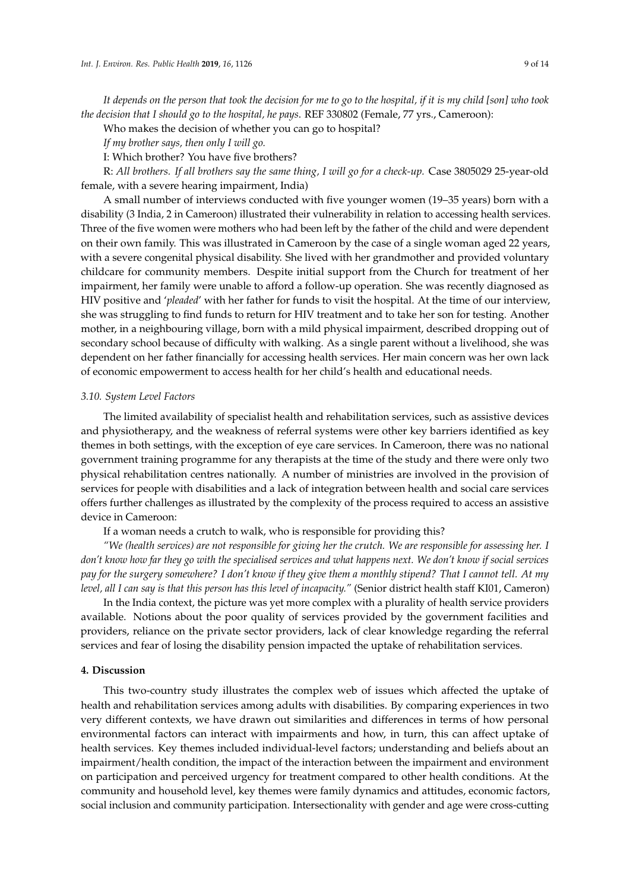*It depends on the person that took the decision for me to go to the hospital, if it is my child [son] who took the decision that I should go to the hospital, he pays.* REF 330802 (Female, 77 yrs., Cameroon):

Who makes the decision of whether you can go to hospital?

*If my brother says, then only I will go.*

I: Which brother? You have five brothers?

R: *All brothers. If all brothers say the same thing, I will go for a check-up.* Case 3805029 25-year-old female, with a severe hearing impairment, India)

A small number of interviews conducted with five younger women (19–35 years) born with a disability (3 India, 2 in Cameroon) illustrated their vulnerability in relation to accessing health services. Three of the five women were mothers who had been left by the father of the child and were dependent on their own family. This was illustrated in Cameroon by the case of a single woman aged 22 years, with a severe congenital physical disability. She lived with her grandmother and provided voluntary childcare for community members. Despite initial support from the Church for treatment of her impairment, her family were unable to afford a follow-up operation. She was recently diagnosed as HIV positive and '*pleaded*' with her father for funds to visit the hospital. At the time of our interview, she was struggling to find funds to return for HIV treatment and to take her son for testing. Another mother, in a neighbouring village, born with a mild physical impairment, described dropping out of secondary school because of difficulty with walking. As a single parent without a livelihood, she was dependent on her father financially for accessing health services. Her main concern was her own lack of economic empowerment to access health for her child's health and educational needs.

### *3.10. System Level Factors*

The limited availability of specialist health and rehabilitation services, such as assistive devices and physiotherapy, and the weakness of referral systems were other key barriers identified as key themes in both settings, with the exception of eye care services. In Cameroon, there was no national government training programme for any therapists at the time of the study and there were only two physical rehabilitation centres nationally. A number of ministries are involved in the provision of services for people with disabilities and a lack of integration between health and social care services offers further challenges as illustrated by the complexity of the process required to access an assistive device in Cameroon:

If a woman needs a crutch to walk, who is responsible for providing this?

*"We (health services) are not responsible for giving her the crutch. We are responsible for assessing her. I don't know how far they go with the specialised services and what happens next. We don't know if social services pay for the surgery somewhere? I don't know if they give them a monthly stipend? That I cannot tell. At my level, all I can say is that this person has this level of incapacity."* (Senior district health staff KI01, Cameroon)

In the India context, the picture was yet more complex with a plurality of health service providers available. Notions about the poor quality of services provided by the government facilities and providers, reliance on the private sector providers, lack of clear knowledge regarding the referral services and fear of losing the disability pension impacted the uptake of rehabilitation services.

## **4. Discussion**

This two-country study illustrates the complex web of issues which affected the uptake of health and rehabilitation services among adults with disabilities. By comparing experiences in two very different contexts, we have drawn out similarities and differences in terms of how personal environmental factors can interact with impairments and how, in turn, this can affect uptake of health services. Key themes included individual-level factors; understanding and beliefs about an impairment/health condition, the impact of the interaction between the impairment and environment on participation and perceived urgency for treatment compared to other health conditions. At the community and household level, key themes were family dynamics and attitudes, economic factors, social inclusion and community participation. Intersectionality with gender and age were cross-cutting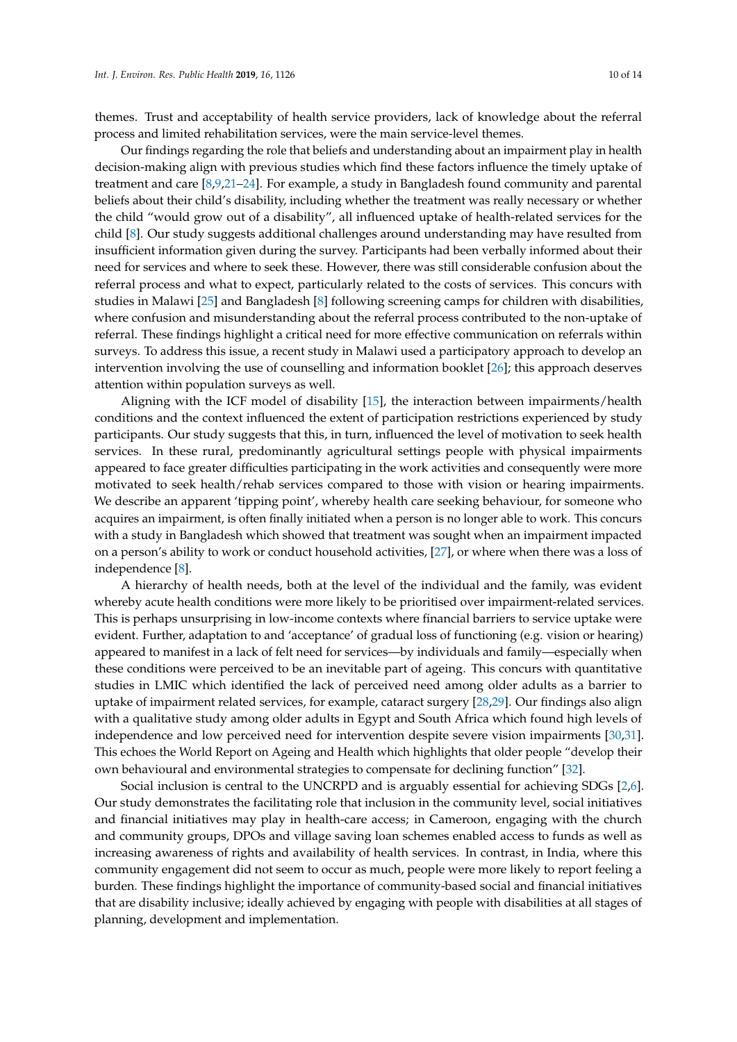themes. Trust and acceptability of health service providers, lack of knowledge about the referral process and limited rehabilitation services, were the main service-level themes.

Our findings regarding the role that beliefs and understanding about an impairment play in health decision-making align with previous studies which find these factors influence the timely uptake of treatment and care [8,9,21–24]. For example, a study in Bangladesh found community and parental beliefs about their child's disability, including whether the treatment was really necessary or whether the child "would grow out of a disability", all influenced uptake of health-related services for the child [8]. Our study suggests additional challenges around understanding may have resulted from insufficient information given during the survey. Participants had been verbally informed about their need for services and where to seek these. However, there was still considerable confusion about the referral process and what to expect, particularly related to the costs of services. This concurs with studies in Malawi [25] and Bangladesh [8] following screening camps for children with disabilities, where confusion and misunderstanding about the referral process contributed to the non-uptake of referral. These findings highlight a critical need for more effective communication on referrals within surveys. To address this issue, a recent study in Malawi used a participatory approach to develop an intervention involving the use of counselling and information booklet [26]; this approach deserves attention within population surveys as well.

Aligning with the ICF model of disability [15], the interaction between impairments/health conditions and the context influenced the extent of participation restrictions experienced by study participants. Our study suggests that this, in turn, influenced the level of motivation to seek health services. In these rural, predominantly agricultural settings people with physical impairments appeared to face greater difficulties participating in the work activities and consequently were more motivated to seek health/rehab services compared to those with vision or hearing impairments. We describe an apparent 'tipping point', whereby health care seeking behaviour, for someone who acquires an impairment, is often finally initiated when a person is no longer able to work. This concurs with a study in Bangladesh which showed that treatment was sought when an impairment impacted on a person's ability to work or conduct household activities, [27], or where when there was a loss of independence [8].

A hierarchy of health needs, both at the level of the individual and the family, was evident whereby acute health conditions were more likely to be prioritised over impairment-related services. This is perhaps unsurprising in low-income contexts where financial barriers to service uptake were evident. Further, adaptation to and 'acceptance' of gradual loss of functioning (e.g. vision or hearing) appeared to manifest in a lack of felt need for services—by individuals and family—especially when these conditions were perceived to be an inevitable part of ageing. This concurs with quantitative studies in LMIC which identified the lack of perceived need among older adults as a barrier to uptake of impairment related services, for example, cataract surgery [28,29]. Our findings also align with a qualitative study among older adults in Egypt and South Africa which found high levels of independence and low perceived need for intervention despite severe vision impairments [30,31]. This echoes the World Report on Ageing and Health which highlights that older people "develop their own behavioural and environmental strategies to compensate for declining function" [32].

Social inclusion is central to the UNCRPD and is arguably essential for achieving SDGs [2,6]. Our study demonstrates the facilitating role that inclusion in the community level, social initiatives and financial initiatives may play in health-care access; in Cameroon, engaging with the church and community groups, DPOs and village saving loan schemes enabled access to funds as well as increasing awareness of rights and availability of health services. In contrast, in India, where this community engagement did not seem to occur as much, people were more likely to report feeling a burden. These findings highlight the importance of community-based social and financial initiatives that are disability inclusive; ideally achieved by engaging with people with disabilities at all stages of planning, development and implementation.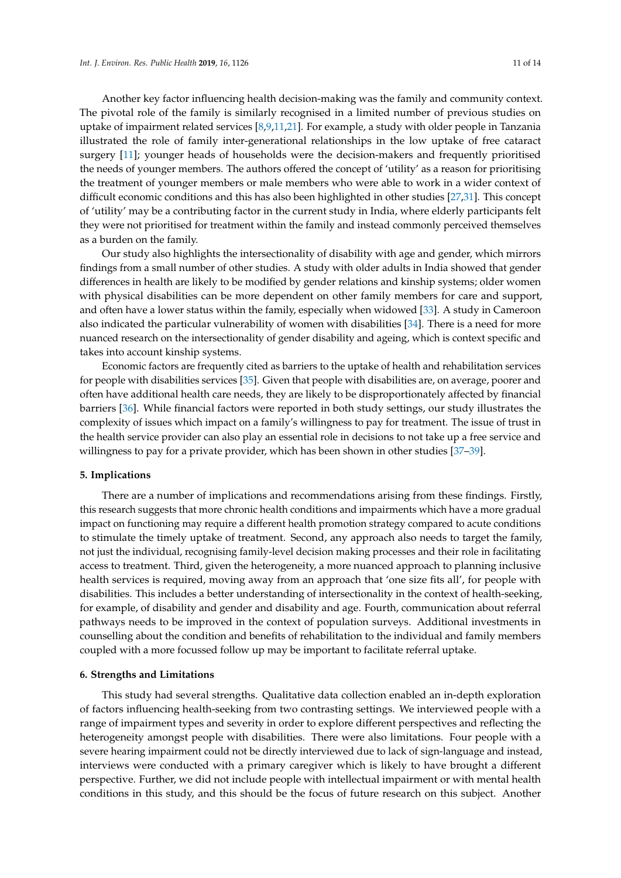Another key factor influencing health decision-making was the family and community context. The pivotal role of the family is similarly recognised in a limited number of previous studies on uptake of impairment related services [8,9,11,21]. For example, a study with older people in Tanzania illustrated the role of family inter-generational relationships in the low uptake of free cataract surgery [11]; younger heads of households were the decision-makers and frequently prioritised the needs of younger members. The authors offered the concept of 'utility' as a reason for prioritising the treatment of younger members or male members who were able to work in a wider context of difficult economic conditions and this has also been highlighted in other studies [27,31]. This concept of 'utility' may be a contributing factor in the current study in India, where elderly participants felt they were not prioritised for treatment within the family and instead commonly perceived themselves as a burden on the family.

Our study also highlights the intersectionality of disability with age and gender, which mirrors findings from a small number of other studies. A study with older adults in India showed that gender differences in health are likely to be modified by gender relations and kinship systems; older women with physical disabilities can be more dependent on other family members for care and support, and often have a lower status within the family, especially when widowed [33]. A study in Cameroon also indicated the particular vulnerability of women with disabilities [34]. There is a need for more nuanced research on the intersectionality of gender disability and ageing, which is context specific and takes into account kinship systems.

Economic factors are frequently cited as barriers to the uptake of health and rehabilitation services for people with disabilities services [35]. Given that people with disabilities are, on average, poorer and often have additional health care needs, they are likely to be disproportionately affected by financial barriers [36]. While financial factors were reported in both study settings, our study illustrates the complexity of issues which impact on a family's willingness to pay for treatment. The issue of trust in the health service provider can also play an essential role in decisions to not take up a free service and willingness to pay for a private provider, which has been shown in other studies [37–39].

## 5. Implications

There are a number of implications and recommendations arising from these findings. Firstly, this research suggests that more chronic health conditions and impairments which have a more gradual impact on functioning may require a different health promotion strategy compared to acute conditions to stimulate the timely uptake of treatment. Second, any approach also needs to target the family, not just the individual, recognising family-level decision making processes and their role in facilitating access to treatment. Third, given the heterogeneity, a more nuanced approach to planning inclusive health services is required, moving away from an approach that 'one size fits all', for people with disabilities. This includes a better understanding of intersectionality in the context of health-seeking, for example, of disability and gender and disability and age. Fourth, communication about referral pathways needs to be improved in the context of population surveys. Additional investments in counselling about the condition and benefits of rehabilitation to the individual and family members coupled with a more focussed follow up may be important to facilitate referral uptake.

## 6. Strengths and Limitations

This study had several strengths. Qualitative data collection enabled an in-depth exploration of factors influencing health-seeking from two contrasting settings. We interviewed people with a range of impairment types and severity in order to explore different perspectives and reflecting the heterogeneity amongst people with disabilities. There were also limitations. Four people with a severe hearing impairment could not be directly interviewed due to lack of sign-language and instead, interviews were conducted with a primary caregiver which is likely to have brought a different perspective. Further, we did not include people with intellectual impairment or with mental health conditions in this study, and this should be the focus of future research on this subject. Another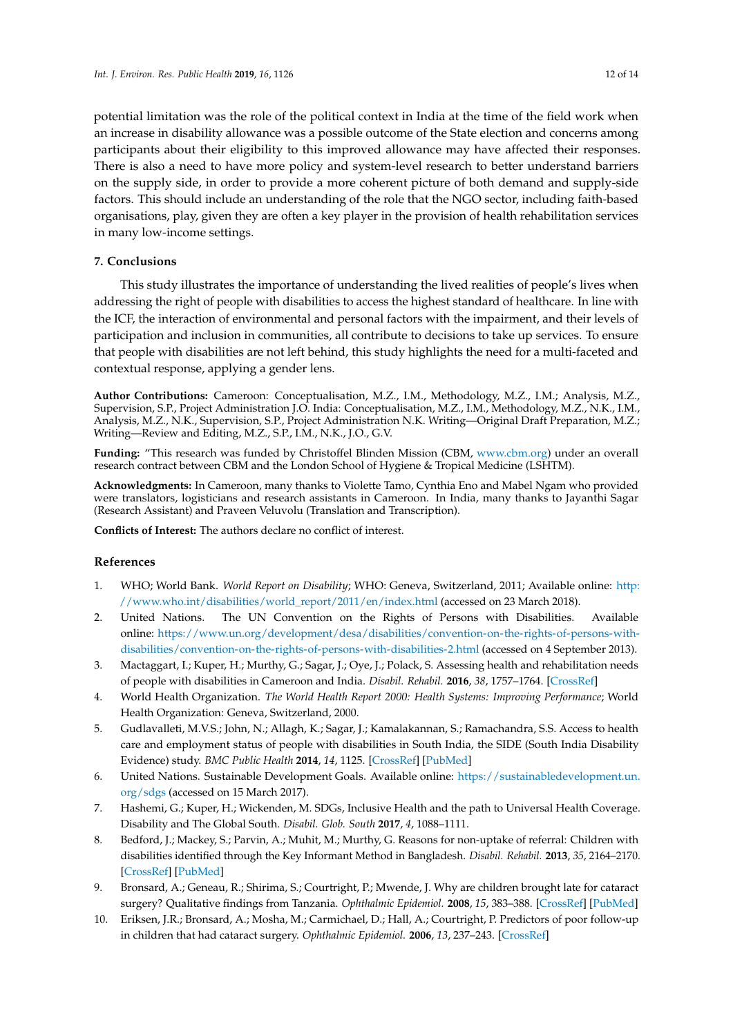potential limitation was the role of the political context in India at the time of the field work when an increase in disability allowance was a possible outcome of the State election and concerns among participants about their eligibility to this improved allowance may have affected their responses. There is also a need to have more policy and system-level research to better understand barriers on the supply side, in order to provide a more coherent picture of both demand and supply-side factors. This should include an understanding of the role that the NGO sector, including faith-based organisations, play, given they are often a key player in the provision of health rehabilitation services in many low-income settings.

## 7. Conclusions

This study illustrates the importance of understanding the lived realities of people's lives when addressing the right of people with disabilities to access the highest standard of healthcare. In line with the ICF, the interaction of environmental and personal factors with the impairment, and their levels of participation and inclusion in communities, all contribute to decisions to take up services. To ensure that people with disabilities are not left behind, this study highlights the need for a multi-faceted and contextual response, applying a gender lens.

**Author Contributions:** Cameroon: Conceptualisation, M.Z., I.M., Methodology, M.Z., I.M.; Analysis, M.Z., Supervision, S.P., Project Administration J.O. India: Conceptualisation, M.Z., I.M., Methodology, M.Z., N.K., I.M., Analysis, M.Z., N.K., Supervision, S.P., Project Administration N.K. Writing—Original Draft Preparation, M.Z.; Writing—Review and Editing, M.Z., S.P., I.M., N.K., J.O., G.V.

**Funding:** "This research was funded by Christoffel Blinden Mission (CBM, www.cbm.org) under an overall research contract between CBM and the London School of Hygiene & Tropical Medicine (LSHTM).

**Acknowledgments:** In Cameroon, many thanks to Violette Tamo, Cynthia Eno and Mabel Ngam who provided were translators, logisticians and research assistants in Cameroon. In India, many thanks to Jayanthi Sagar (Research Assistant) and Praveen Veluvolu (Translation and Transcription).

**Conflicts of Interest:** The authors declare no conflict of interest.

## References

1. WHO; World Bank. *World Report on Disability*; WHO: Geneva, Switzerland, 2011; Available online: http://www.who.int/disabilities/world_report/2011/en/index.html (accessed on 23 March 2018).
2. United Nations. The UN Convention on the Rights of Persons with Disabilities. Available online: https://www.un.org/development/desa/disabilities/convention-on-the-rights-of-persons-with-disabilities/convention-on-the-rights-of-persons-with-disabilities-2.html (accessed on 4 September 2013).
3. Mactaggart, I.; Kuper, H.; Murthy, G.; Sagar, J.; Oye, J.; Polack, S. Assessing health and rehabilitation needs of people with disabilities in Cameroon and India. *Disabil. Rehabil.* **2016**, *38*, 1757–1764. [CrossRef]
4. World Health Organization. *The World Health Report 2000: Health Systems: Improving Performance*; World Health Organization: Geneva, Switzerland, 2000.
5. Gudlavalleti, M.V.S.; John, N.; Allagh, K.; Sagar, J.; Kamalakannan, S.; Ramachandra, S.S. Access to health care and employment status of people with disabilities in South India, the SIDE (South India Disability Evidence) study. *BMC Public Health* **2014**, *14*, 1125. [CrossRef] [PubMed]
6. United Nations. Sustainable Development Goals. Available online: https://sustainabledevelopment.un.org/sdgs (accessed on 15 March 2017).
7. Hashemi, G.; Kuper, H.; Wickenden, M. SDGs, Inclusive Health and the path to Universal Health Coverage. Disability and The Global South. *Disabil. Glob. South* **2017**, *4*, 1088–1111.
8. Bedford, J.; Mackey, S.; Parvin, A.; Muhit, M.; Murthy, G. Reasons for non-uptake of referral: Children with disabilities identified through the Key Informant Method in Bangladesh. *Disabil. Rehabil.* **2013**, *35*, 2164–2170. [CrossRef] [PubMed]
9. Bronsard, A.; Geneau, R.; Shirima, S.; Courtright, P.; Mwende, J. Why are children brought late for cataract surgery? Qualitative findings from Tanzania. *Ophthalmic Epidemiol.* **2008**, *15*, 383–388. [CrossRef] [PubMed]
10. Eriksen, J.R.; Bronsard, A.; Mosha, M.; Carmichael, D.; Hall, A.; Courtright, P. Predictors of poor follow-up in children that had cataract surgery. *Ophthalmic Epidemiol.* **2006**, *13*, 237–243. [CrossRef]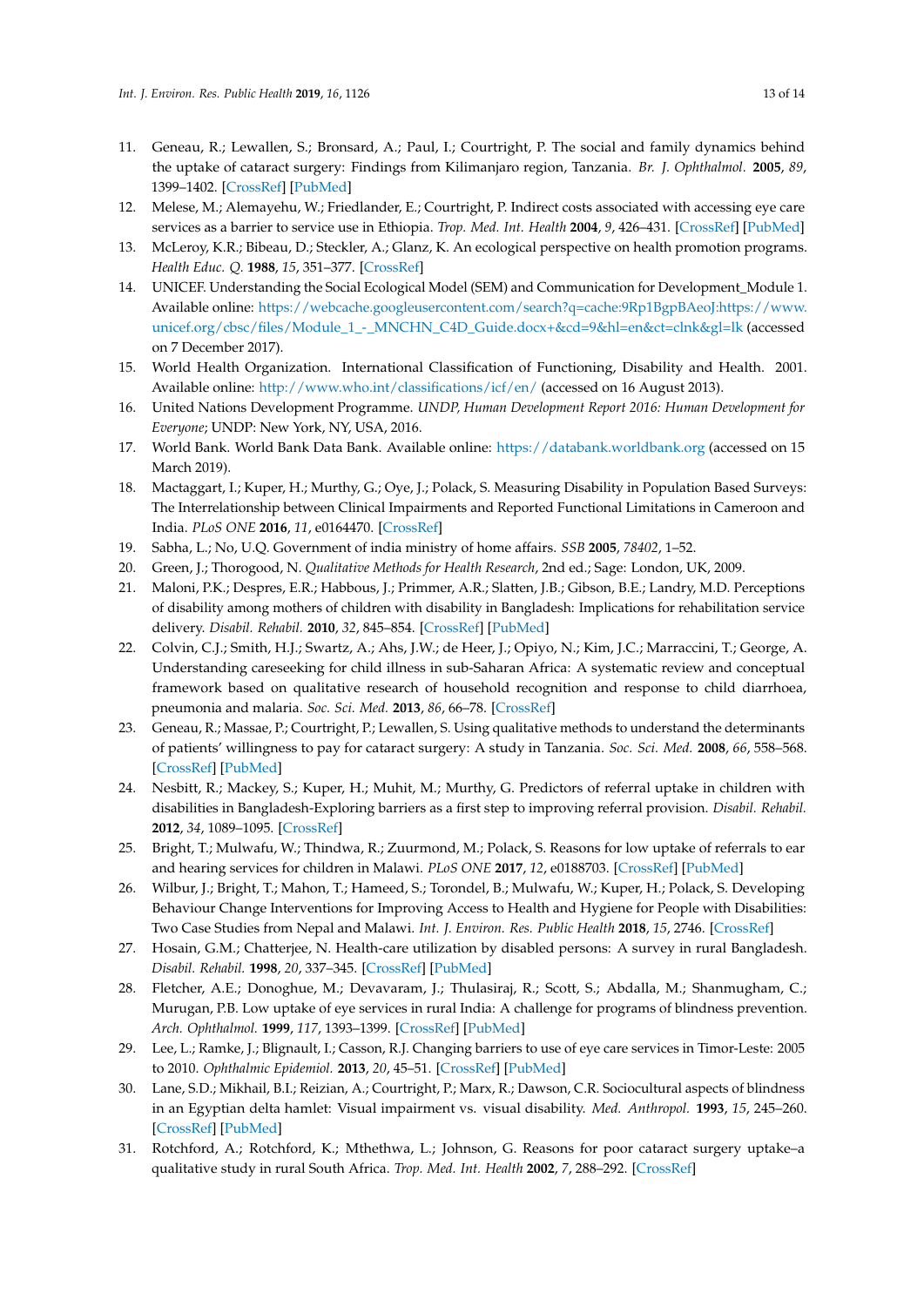11. Geneau, R.; Lewallen, S.; Bronsard, A.; Paul, I.; Courtright, P. The social and family dynamics behind the uptake of cataract surgery: Findings from Kilimanjaro region, Tanzania. *Br. J. Ophthalmol.* **2005**, *89*, 1399–1402. [CrossRef] [PubMed]
12. Melese, M.; Alemayehu, W.; Friedlander, E.; Courtright, P. Indirect costs associated with accessing eye care services as a barrier to service use in Ethiopia. *Trop. Med. Int. Health* **2004**, *9*, 426–431. [CrossRef] [PubMed]
13. McLeroy, K.R.; Bibeau, D.; Steckler, A.; Glanz, K. An ecological perspective on health promotion programs. *Health Educ. Q.* **1988**, *15*, 351–377. [CrossRef]
14. UNICEF. Understanding the Social Ecological Model (SEM) and Communication for Development_Module 1. Available online: https://webcache.googleusercontent.com/search?q=cache:9Rp1BgpBAeoJ:https://www.unicef.org/cbsc/files/Module_1_-_MNCHN_C4D_Guide.docx+&cd=9&hl=en&ct=clnk&gl=lk (accessed on 7 December 2017).
15. World Health Organization. International Classification of Functioning, Disability and Health. 2001. Available online: http://www.who.int/classifications/icf/en/ (accessed on 16 August 2013).
16. United Nations Development Programme. *UNDP, Human Development Report 2016: Human Development for Everyone*; UNDP: New York, NY, USA, 2016.
17. World Bank. World Bank Data Bank. Available online: https://databank.worldbank.org (accessed on 15 March 2019).
18. Mactaggart, I.; Kuper, H.; Murthy, G.; Oye, J.; Polack, S. Measuring Disability in Population Based Surveys: The Interrelationship between Clinical Impairments and Reported Functional Limitations in Cameroon and India. *PLoS ONE* **2016**, *11*, e0164470. [CrossRef]
19. Sabha, L.; No, U.Q. Government of india ministry of home affairs. *SSB* **2005**, *78402*, 1–52.
20. Green, J.; Thorogood, N. *Qualitative Methods for Health Research*, 2nd ed.; Sage: London, UK, 2009.
21. Maloni, P.K.; Despres, E.R.; Habbous, J.; Primmer, A.R.; Slatten, J.B.; Gibson, B.E.; Landry, M.D. Perceptions of disability among mothers of children with disability in Bangladesh: Implications for rehabilitation service delivery. *Disabil. Rehabil.* **2010**, *32*, 845–854. [CrossRef] [PubMed]
22. Colvin, C.J.; Smith, H.J.; Swartz, A.; Ahs, J.W.; de Heer, J.; Opiyo, N.; Kim, J.C.; Marraccini, T.; George, A. Understanding careseeking for child illness in sub-Saharan Africa: A systematic review and conceptual framework based on qualitative research of household recognition and response to child diarrhoea, pneumonia and malaria. *Soc. Sci. Med.* **2013**, *86*, 66–78. [CrossRef]
23. Geneau, R.; Massae, P.; Courtright, P.; Lewallen, S. Using qualitative methods to understand the determinants of patients' willingness to pay for cataract surgery: A study in Tanzania. *Soc. Sci. Med.* **2008**, *66*, 558–568. [CrossRef] [PubMed]
24. Nesbitt, R.; Mackey, S.; Kuper, H.; Muhit, M.; Murthy, G. Predictors of referral uptake in children with disabilities in Bangladesh-Exploring barriers as a first step to improving referral provision. *Disabil. Rehabil.* **2012**, *34*, 1089–1095. [CrossRef]
25. Bright, T.; Mulwafu, W.; Thindwa, R.; Zuurmond, M.; Polack, S. Reasons for low uptake of referrals to ear and hearing services for children in Malawi. *PLoS ONE* **2017**, *12*, e0188703. [CrossRef] [PubMed]
26. Wilbur, J.; Bright, T.; Mahon, T.; Hameed, S.; Torondel, B.; Mulwafu, W.; Kuper, H.; Polack, S. Developing Behaviour Change Interventions for Improving Access to Health and Hygiene for People with Disabilities: Two Case Studies from Nepal and Malawi. *Int. J. Environ. Res. Public Health* **2018**, *15*, 2746. [CrossRef]
27. Hosain, G.M.; Chatterjee, N. Health-care utilization by disabled persons: A survey in rural Bangladesh. *Disabil. Rehabil.* **1998**, *20*, 337–345. [CrossRef] [PubMed]
28. Fletcher, A.E.; Donoghue, M.; Devavaram, J.; Thulasiraj, R.; Scott, S.; Abdalla, M.; Shanmugham, C.; Murugan, P.B. Low uptake of eye services in rural India: A challenge for programs of blindness prevention. *Arch. Ophthalmol.* **1999**, *117*, 1393–1399. [CrossRef] [PubMed]
29. Lee, L.; Ramke, J.; Blignault, I.; Casson, R.J. Changing barriers to use of eye care services in Timor-Leste: 2005 to 2010. *Ophthalmic Epidemiol.* **2013**, *20*, 45–51. [CrossRef] [PubMed]
30. Lane, S.D.; Mikhail, B.I.; Reizian, A.; Courtright, P.; Marx, R.; Dawson, C.R. Sociocultural aspects of blindness in an Egyptian delta hamlet: Visual impairment vs. visual disability. *Med. Anthropol.* **1993**, *15*, 245–260. [CrossRef] [PubMed]
31. Rotchford, A.; Rotchford, K.; Mthethwa, L.; Johnson, G. Reasons for poor cataract surgery uptake–a qualitative study in rural South Africa. *Trop. Med. Int. Health* **2002**, *7*, 288–292. [CrossRef]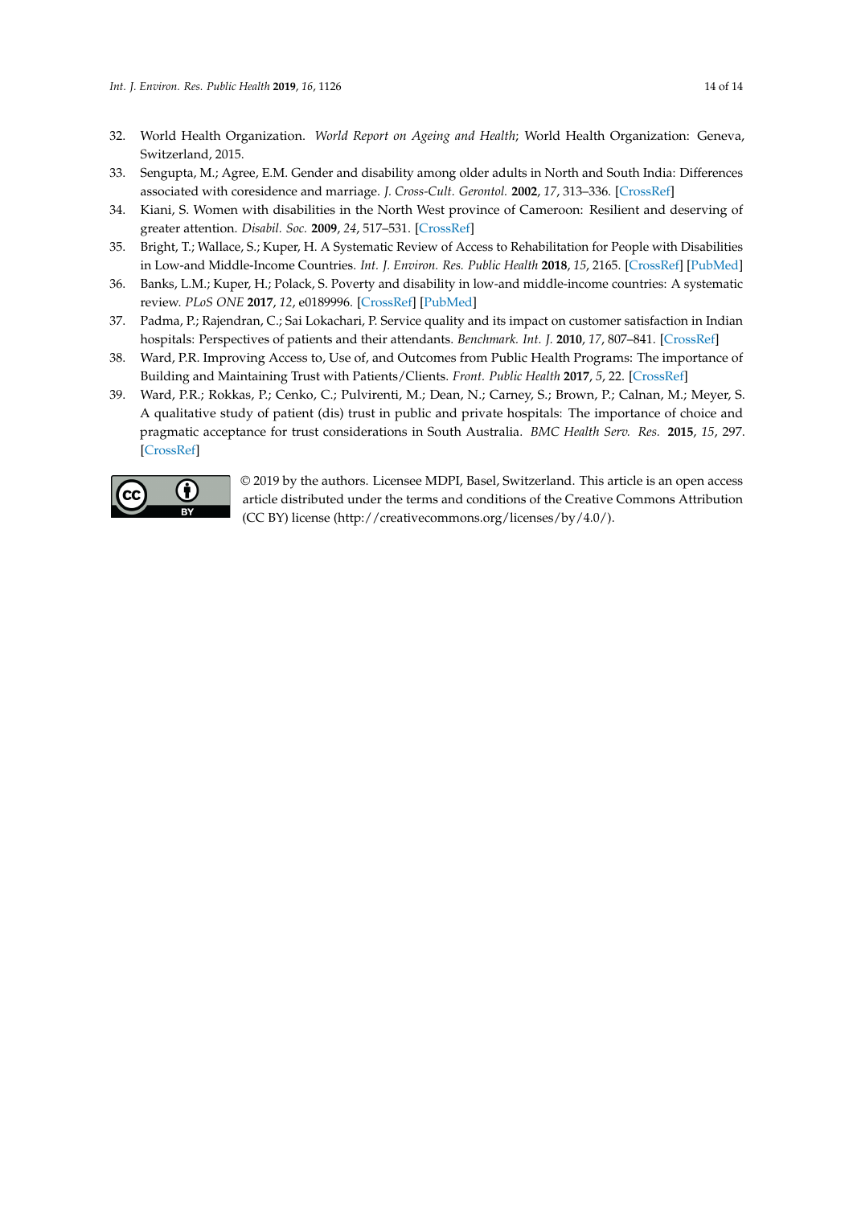32. World Health Organization. *World Report on Ageing and Health*; World Health Organization: Geneva, Switzerland, 2015.
33. Sengupta, M.; Agree, E.M. Gender and disability among older adults in North and South India: Differences associated with coresidence and marriage. *J. Cross-Cult. Gerontol.* **2002**, *17*, 313–336. [CrossRef]
34. Kiani, S. Women with disabilities in the North West province of Cameroon: Resilient and deserving of greater attention. *Disabil. Soc.* **2009**, *24*, 517–531. [CrossRef]
35. Bright, T.; Wallace, S.; Kuper, H. A Systematic Review of Access to Rehabilitation for People with Disabilities in Low-and Middle-Income Countries. *Int. J. Environ. Res. Public Health* **2018**, *15*, 2165. [CrossRef] [PubMed]
36. Banks, L.M.; Kuper, H.; Polack, S. Poverty and disability in low-and middle-income countries: A systematic review. *PLoS ONE* **2017**, *12*, e0189996. [CrossRef] [PubMed]
37. Padma, P.; Rajendran, C.; Sai Lokachari, P. Service quality and its impact on customer satisfaction in Indian hospitals: Perspectives of patients and their attendants. *Benchmark. Int. J.* **2010**, *17*, 807–841. [CrossRef]
38. Ward, P.R. Improving Access to, Use of, and Outcomes from Public Health Programs: The importance of Building and Maintaining Trust with Patients/Clients. *Front. Public Health* **2017**, *5*, 22. [CrossRef]
39. Ward, P.R.; Rokkas, P.; Cenko, C.; Pulvirenti, M.; Dean, N.; Carney, S.; Brown, P.; Calnan, M.; Meyer, S. A qualitative study of patient (dis) trust in public and private hospitals: The importance of choice and pragmatic acceptance for trust considerations in South Australia. *BMC Health Serv. Res.* **2015**, *15*, 297. [CrossRef]

© 2019 by the authors. Licensee MDPI, Basel, Switzerland. This article is an open access article distributed under the terms and conditions of the Creative Commons Attribution (CC BY) license (http://creativecommons.org/licenses/by/4.0/).